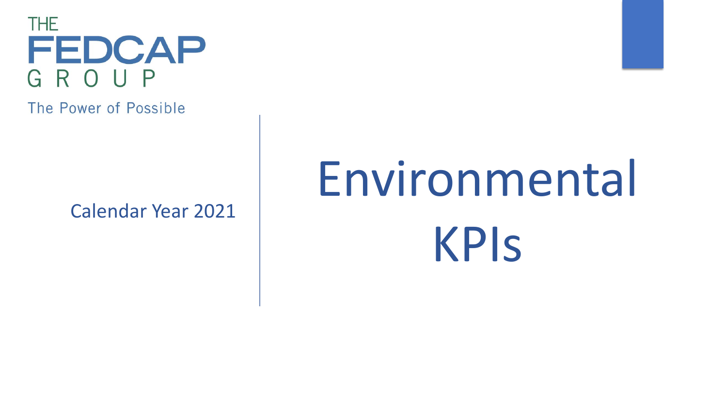THE FEDCAP GROUP

The Power of Possible

Calendar Year 2021

# Environmental KPIs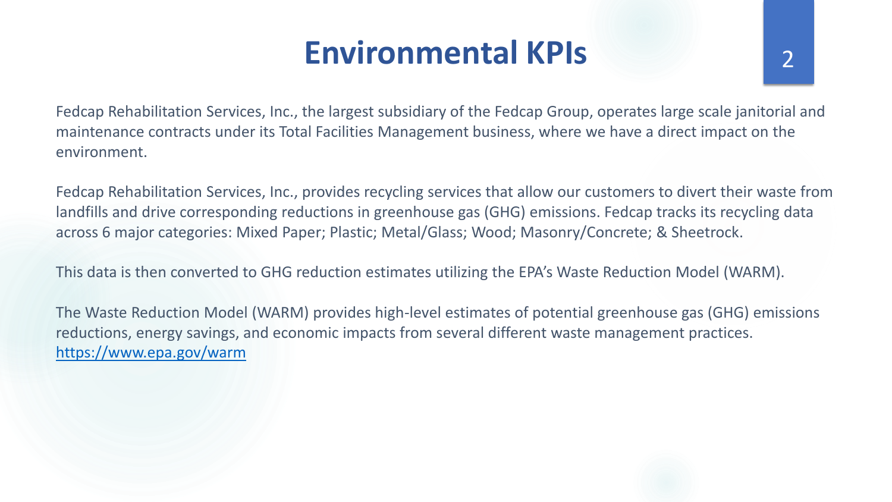# Environmental KPIs

Fedcap Rehabilitation Services, Inc., the largest subsidiary of the Fedcap Group, operates large scale janitorial and maintenance contracts under its Total Facilities Management business, where we have a direct impact on the environment.

Fedcap Rehabilitation Services, Inc., provides recycling services that allow our customers to divert their waste from landfills and drive corresponding reductions in greenhouse gas (GHG) emissions. Fedcap tracks its recycling data across 6 major categories: Mixed Paper; Plastic; Metal/Glass; Wood; Masonry/Concrete; & Sheetrock.

This data is then converted to GHG reduction estimates utilizing the EPA's Waste Reduction Model (WARM).

The Waste Reduction Model (WARM) provides high-level estimates of potential greenhouse gas (GHG) emissions reductions, energy savings, and economic impacts from several different waste management practices. [https://www.epa.gov/warm](https://www.epa.gov/warm)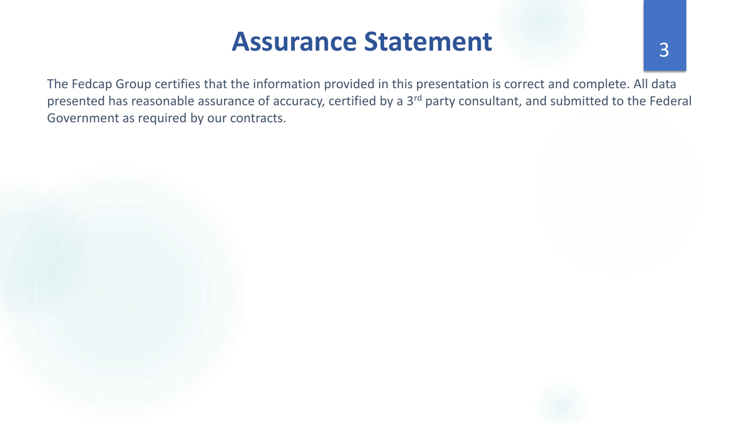# Assurance Statement

The Fedcap Group certifies that the information provided in this presentation is correct and complete. All data presented has reasonable assurance of accuracy, certified by a 3rd party consultant, and submitted to the Federal Government as required by our contracts.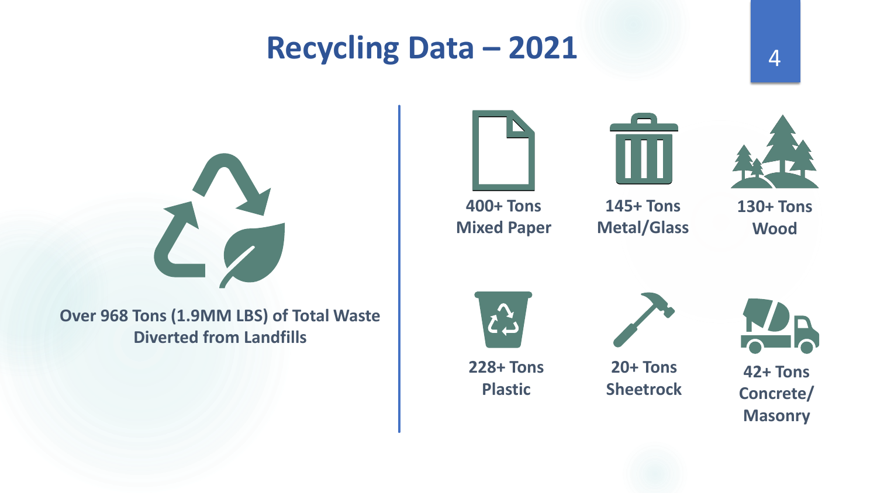# Recycling Data – 2021

**Over 968 Tons (1.9MM LBS) of Total Waste Diverted from Landfills**

- **400+ Tons Mixed Paper**
- **145+ Tons Metal/Glass**
- **130+ Tons Wood**
- **228+ Tons Plastic**
- **20+ Tons Sheetrock**
- **42+ Tons Concrete/ Masonry**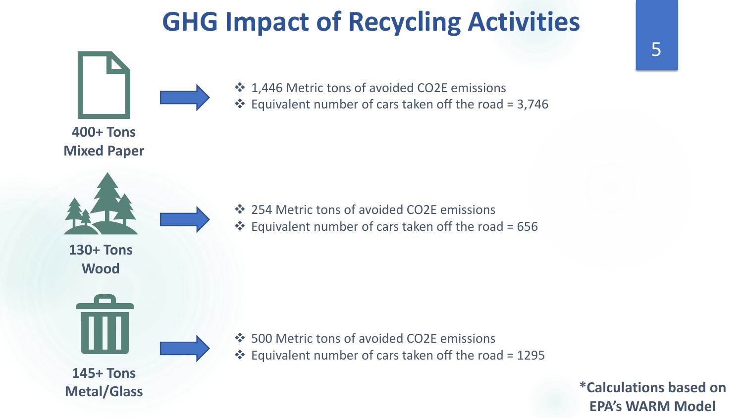# GHG Impact of Recycling Activities

**400+ Tons Mixed Paper**

- 1,446 Metric tons of avoided CO2E emissions
- Equivalent number of cars taken off the road = 3,746

**130+ Tons Wood**

- 254 Metric tons of avoided CO2E emissions
- Equivalent number of cars taken off the road = 656

**145+ Tons Metal/Glass**

- 500 Metric tons of avoided CO2E emissions
- Equivalent number of cars taken off the road = 1295

**\*Calculations based on EPA's WARM Model**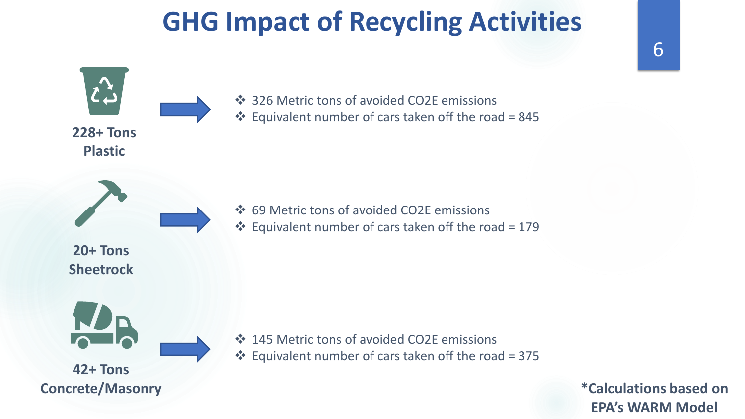# GHG Impact of Recycling Activities

**228+ Tons Plastic**

- 326 Metric tons of avoided CO2E emissions
- Equivalent number of cars taken off the road = 845

**20+ Tons Sheetrock**

- 69 Metric tons of avoided CO2E emissions
- Equivalent number of cars taken off the road = 179

**42+ Tons Concrete/Masonry**

- 145 Metric tons of avoided CO2E emissions
- Equivalent number of cars taken off the road = 375

**\*Calculations based on EPA's WARM Model**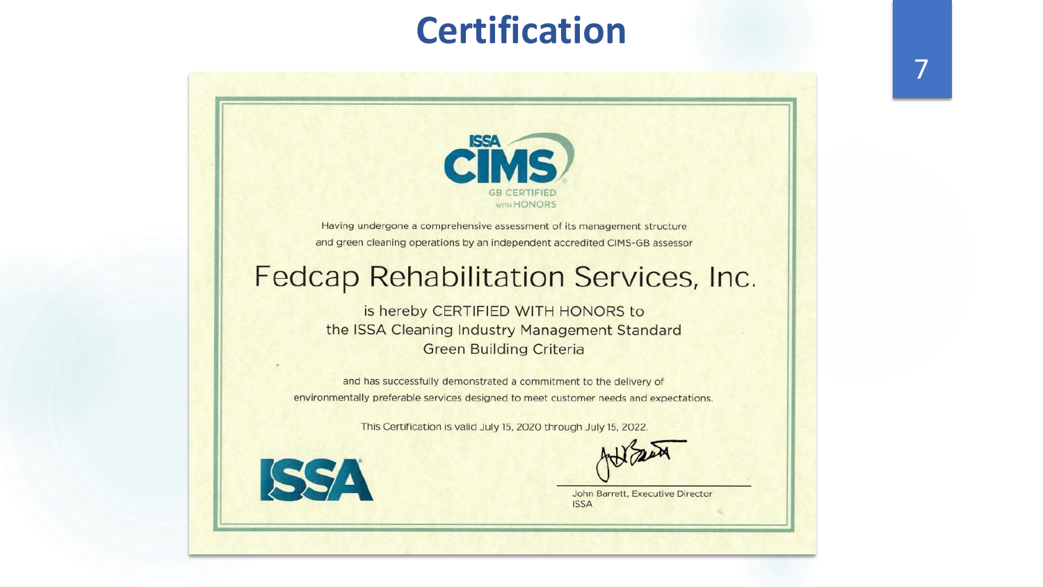# Certification

ISSA CIMS

GB CERTIFIED WITH HONORS

Having undergone a comprehensive assessment of its management structure and green cleaning operations by an independent accredited CIMS-GB assessor

## Fedcap Rehabilitation Services, Inc.

is hereby CERTIFIED WITH HONORS to the ISSA Cleaning Industry Management Standard Green Building Criteria

and has successfully demonstrated a commitment to the delivery of environmentally preferable services designed to meet customer needs and expectations.

This Certification is valid July 15, 2020 through July 15, 2022.

ISSA

John Barrett, Executive Director
ISSA